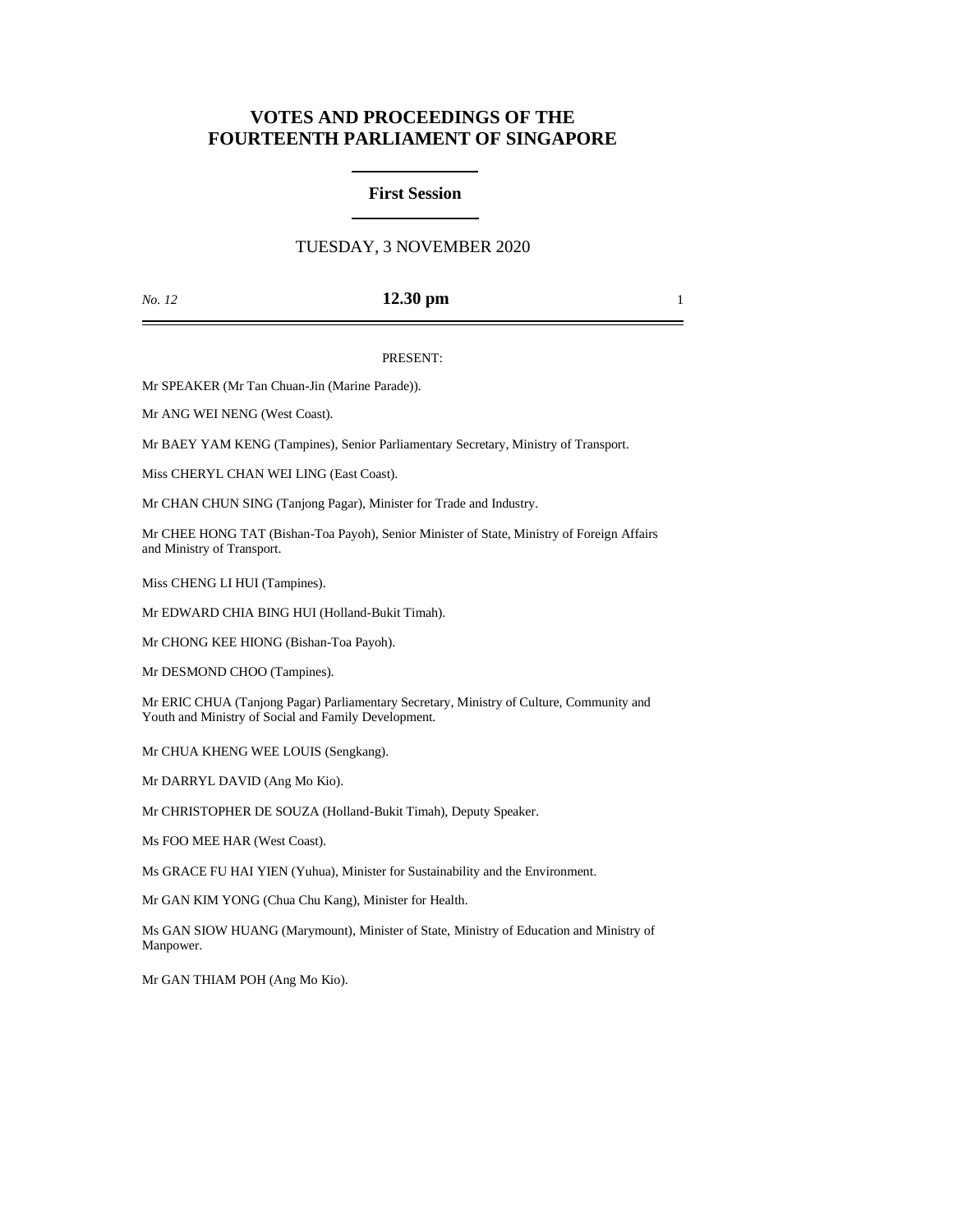# VOTES AND PROCEEDINGS OF THE FOURTEENTH PARLIAMENT OF SINGAPORE

## First Session

TUESDAY, 3 NOVEMBER 2020

*No. 12* **12.30 pm**

PRESENT:

Mr SPEAKER (Mr Tan Chuan-Jin (Marine Parade)).

Mr ANG WEI NENG (West Coast).

Mr BAEY YAM KENG (Tampines), Senior Parliamentary Secretary, Ministry of Transport.

Miss CHERYL CHAN WEI LING (East Coast).

Mr CHAN CHUN SING (Tanjong Pagar), Minister for Trade and Industry.

Mr CHEE HONG TAT (Bishan-Toa Payoh), Senior Minister of State, Ministry of Foreign Affairs and Ministry of Transport.

Miss CHENG LI HUI (Tampines).

Mr EDWARD CHIA BING HUI (Holland-Bukit Timah).

Mr CHONG KEE HIONG (Bishan-Toa Payoh).

Mr DESMOND CHOO (Tampines).

Mr ERIC CHUA (Tanjong Pagar) Parliamentary Secretary, Ministry of Culture, Community and Youth and Ministry of Social and Family Development.

Mr CHUA KHENG WEE LOUIS (Sengkang).

Mr DARRYL DAVID (Ang Mo Kio).

Mr CHRISTOPHER DE SOUZA (Holland-Bukit Timah), Deputy Speaker.

Ms FOO MEE HAR (West Coast).

Ms GRACE FU HAI YIEN (Yuhua), Minister for Sustainability and the Environment.

Mr GAN KIM YONG (Chua Chu Kang), Minister for Health.

Ms GAN SIOW HUANG (Marymount), Minister of State, Ministry of Education and Ministry of Manpower.

Mr GAN THIAM POH (Ang Mo Kio).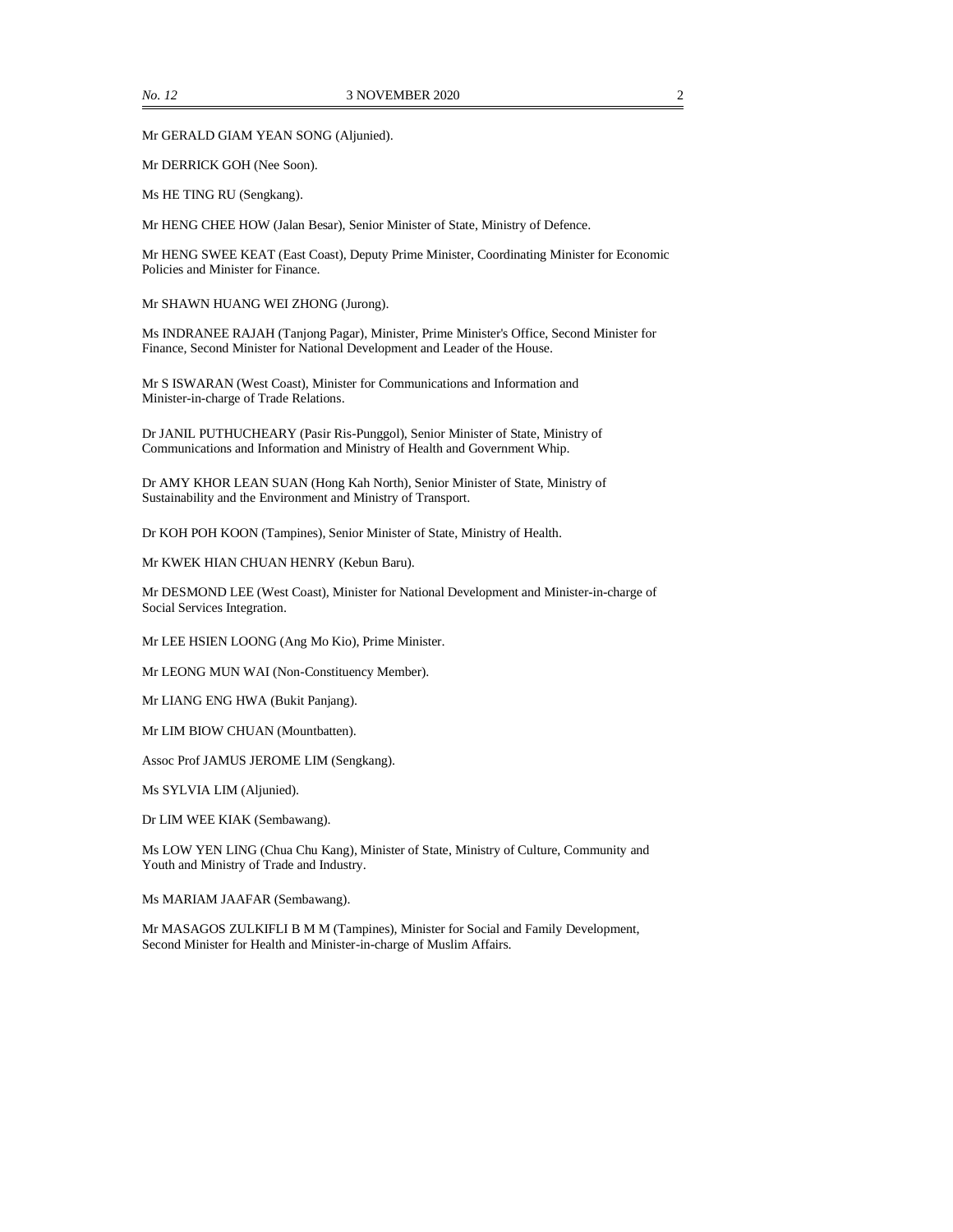Mr GERALD GIAM YEAN SONG (Aljunied).

Mr DERRICK GOH (Nee Soon).

Ms HE TING RU (Sengkang).

Mr HENG CHEE HOW (Jalan Besar), Senior Minister of State, Ministry of Defence.

Mr HENG SWEE KEAT (East Coast), Deputy Prime Minister, Coordinating Minister for Economic Policies and Minister for Finance.

Mr SHAWN HUANG WEI ZHONG (Jurong).

Ms INDRANEE RAJAH (Tanjong Pagar), Minister, Prime Minister's Office, Second Minister for Finance, Second Minister for National Development and Leader of the House.

Mr S ISWARAN (West Coast), Minister for Communications and Information and Minister-in-charge of Trade Relations.

Dr JANIL PUTHUCHEARY (Pasir Ris-Punggol), Senior Minister of State, Ministry of Communications and Information and Ministry of Health and Government Whip.

Dr AMY KHOR LEAN SUAN (Hong Kah North), Senior Minister of State, Ministry of Sustainability and the Environment and Ministry of Transport.

Dr KOH POH KOON (Tampines), Senior Minister of State, Ministry of Health.

Mr KWEK HIAN CHUAN HENRY (Kebun Baru).

Mr DESMOND LEE (West Coast), Minister for National Development and Minister-in-charge of Social Services Integration.

Mr LEE HSIEN LOONG (Ang Mo Kio), Prime Minister.

Mr LEONG MUN WAI (Non-Constituency Member).

Mr LIANG ENG HWA (Bukit Panjang).

Mr LIM BIOW CHUAN (Mountbatten).

Assoc Prof JAMUS JEROME LIM (Sengkang).

Ms SYLVIA LIM (Aljunied).

Dr LIM WEE KIAK (Sembawang).

Ms LOW YEN LING (Chua Chu Kang), Minister of State, Ministry of Culture, Community and Youth and Ministry of Trade and Industry.

Ms MARIAM JAAFAR (Sembawang).

Mr MASAGOS ZULKIFLI B M M (Tampines), Minister for Social and Family Development, Second Minister for Health and Minister-in-charge of Muslim Affairs.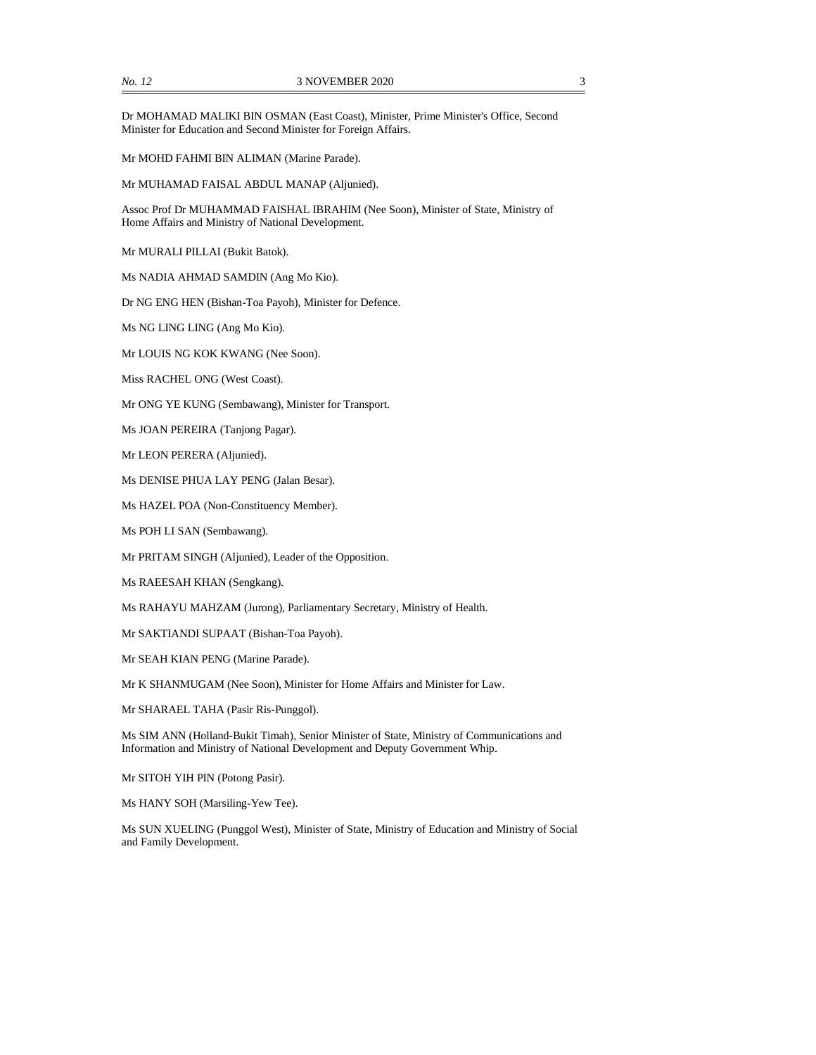Dr MOHAMAD MALIKI BIN OSMAN (East Coast), Minister, Prime Minister's Office, Second Minister for Education and Second Minister for Foreign Affairs.

Mr MOHD FAHMI BIN ALIMAN (Marine Parade).

Mr MUHAMAD FAISAL ABDUL MANAP (Aljunied).

Assoc Prof Dr MUHAMMAD FAISHAL IBRAHIM (Nee Soon), Minister of State, Ministry of Home Affairs and Ministry of National Development.

Mr MURALI PILLAI (Bukit Batok).

Ms NADIA AHMAD SAMDIN (Ang Mo Kio).

Dr NG ENG HEN (Bishan-Toa Payoh), Minister for Defence.

Ms NG LING LING (Ang Mo Kio).

Mr LOUIS NG KOK KWANG (Nee Soon).

Miss RACHEL ONG (West Coast).

Mr ONG YE KUNG (Sembawang), Minister for Transport.

Ms JOAN PEREIRA (Tanjong Pagar).

Mr LEON PERERA (Aljunied).

Ms DENISE PHUA LAY PENG (Jalan Besar).

Ms HAZEL POA (Non-Constituency Member).

Ms POH LI SAN (Sembawang).

Mr PRITAM SINGH (Aljunied), Leader of the Opposition.

Ms RAEESAH KHAN (Sengkang).

Ms RAHAYU MAHZAM (Jurong), Parliamentary Secretary, Ministry of Health.

Mr SAKTIANDI SUPAAT (Bishan-Toa Payoh).

Mr SEAH KIAN PENG (Marine Parade).

Mr K SHANMUGAM (Nee Soon), Minister for Home Affairs and Minister for Law.

Mr SHARAEL TAHA (Pasir Ris-Punggol).

Ms SIM ANN (Holland-Bukit Timah), Senior Minister of State, Ministry of Communications and Information and Ministry of National Development and Deputy Government Whip.

Mr SITOH YIH PIN (Potong Pasir).

Ms HANY SOH (Marsiling-Yew Tee).

Ms SUN XUELING (Punggol West), Minister of State, Ministry of Education and Ministry of Social and Family Development.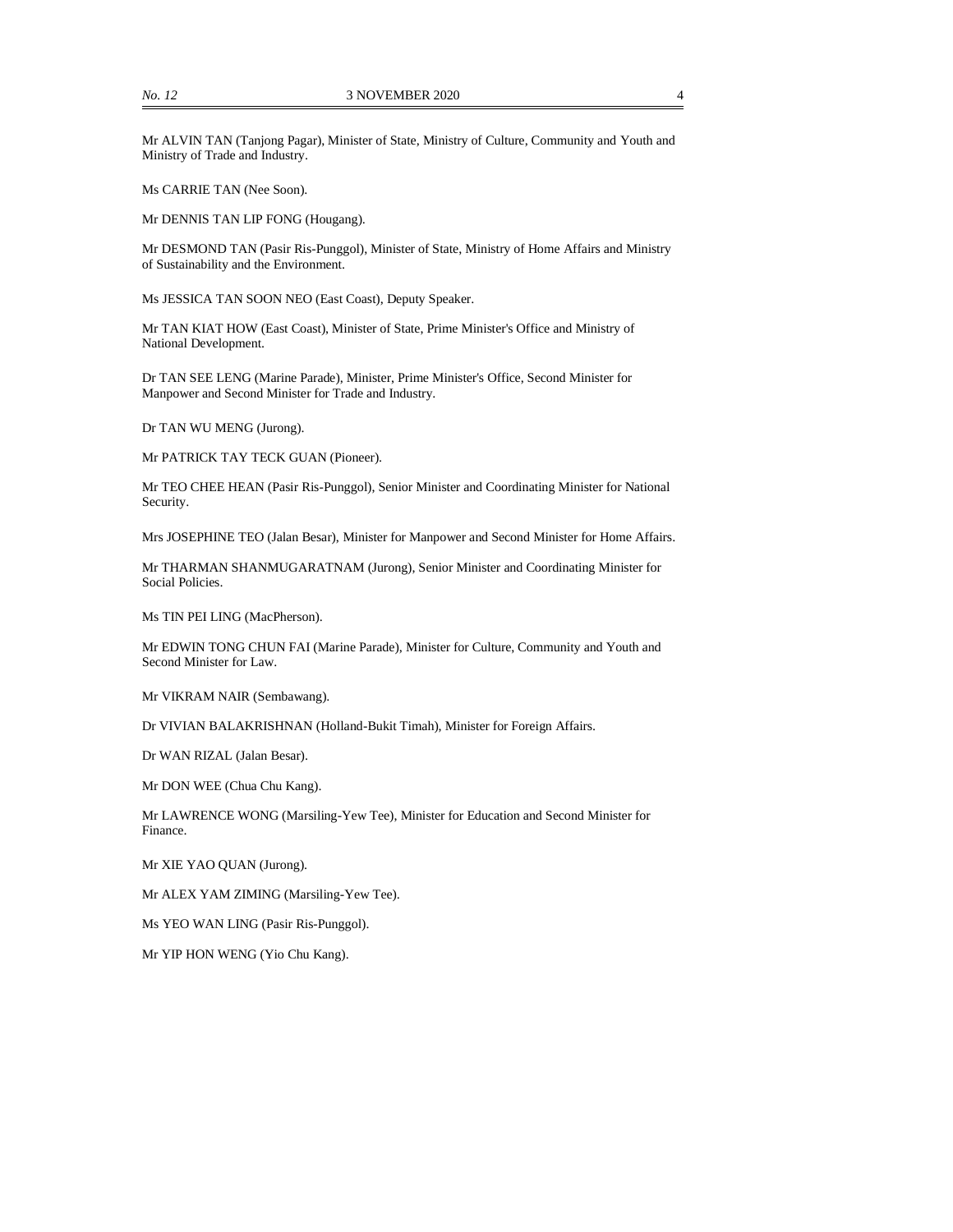Mr ALVIN TAN (Tanjong Pagar), Minister of State, Ministry of Culture, Community and Youth and Ministry of Trade and Industry.

Ms CARRIE TAN (Nee Soon).

Mr DENNIS TAN LIP FONG (Hougang).

Mr DESMOND TAN (Pasir Ris-Punggol), Minister of State, Ministry of Home Affairs and Ministry of Sustainability and the Environment.

Ms JESSICA TAN SOON NEO (East Coast), Deputy Speaker.

Mr TAN KIAT HOW (East Coast), Minister of State, Prime Minister's Office and Ministry of National Development.

Dr TAN SEE LENG (Marine Parade), Minister, Prime Minister's Office, Second Minister for Manpower and Second Minister for Trade and Industry.

Dr TAN WU MENG (Jurong).

Mr PATRICK TAY TECK GUAN (Pioneer).

Mr TEO CHEE HEAN (Pasir Ris-Punggol), Senior Minister and Coordinating Minister for National Security.

Mrs JOSEPHINE TEO (Jalan Besar), Minister for Manpower and Second Minister for Home Affairs.

Mr THARMAN SHANMUGARATNAM (Jurong), Senior Minister and Coordinating Minister for Social Policies.

Ms TIN PEI LING (MacPherson).

Mr EDWIN TONG CHUN FAI (Marine Parade), Minister for Culture, Community and Youth and Second Minister for Law.

Mr VIKRAM NAIR (Sembawang).

Dr VIVIAN BALAKRISHNAN (Holland-Bukit Timah), Minister for Foreign Affairs.

Dr WAN RIZAL (Jalan Besar).

Mr DON WEE (Chua Chu Kang).

Mr LAWRENCE WONG (Marsiling-Yew Tee), Minister for Education and Second Minister for Finance.

Mr XIE YAO QUAN (Jurong).

Mr ALEX YAM ZIMING (Marsiling-Yew Tee).

Ms YEO WAN LING (Pasir Ris-Punggol).

Mr YIP HON WENG (Yio Chu Kang).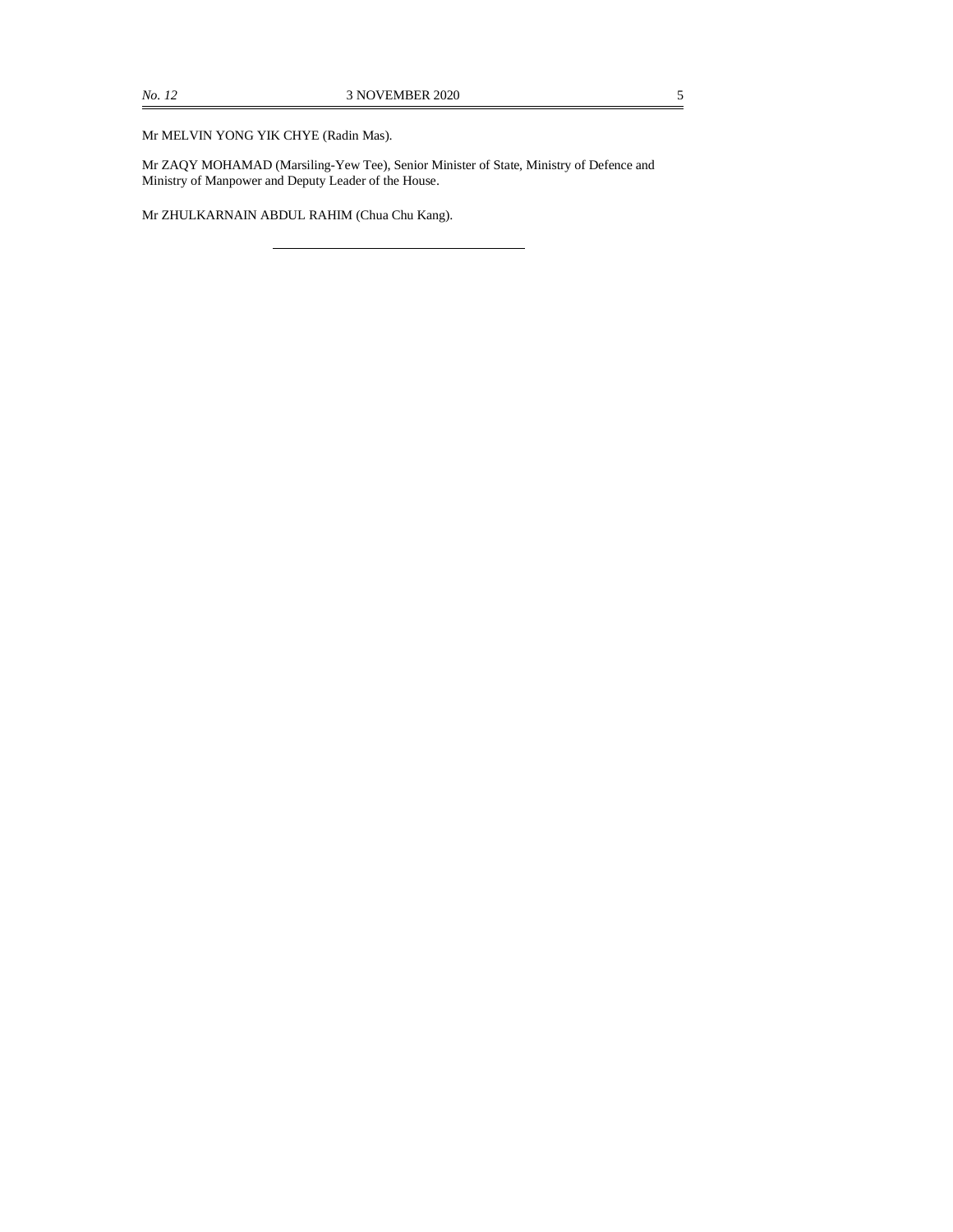Mr MELVIN YONG YIK CHYE (Radin Mas).

Mr ZAQY MOHAMAD (Marsiling-Yew Tee), Senior Minister of State, Ministry of Defence and Ministry of Manpower and Deputy Leader of the House.

Mr ZHULKARNAIN ABDUL RAHIM (Chua Chu Kang).

---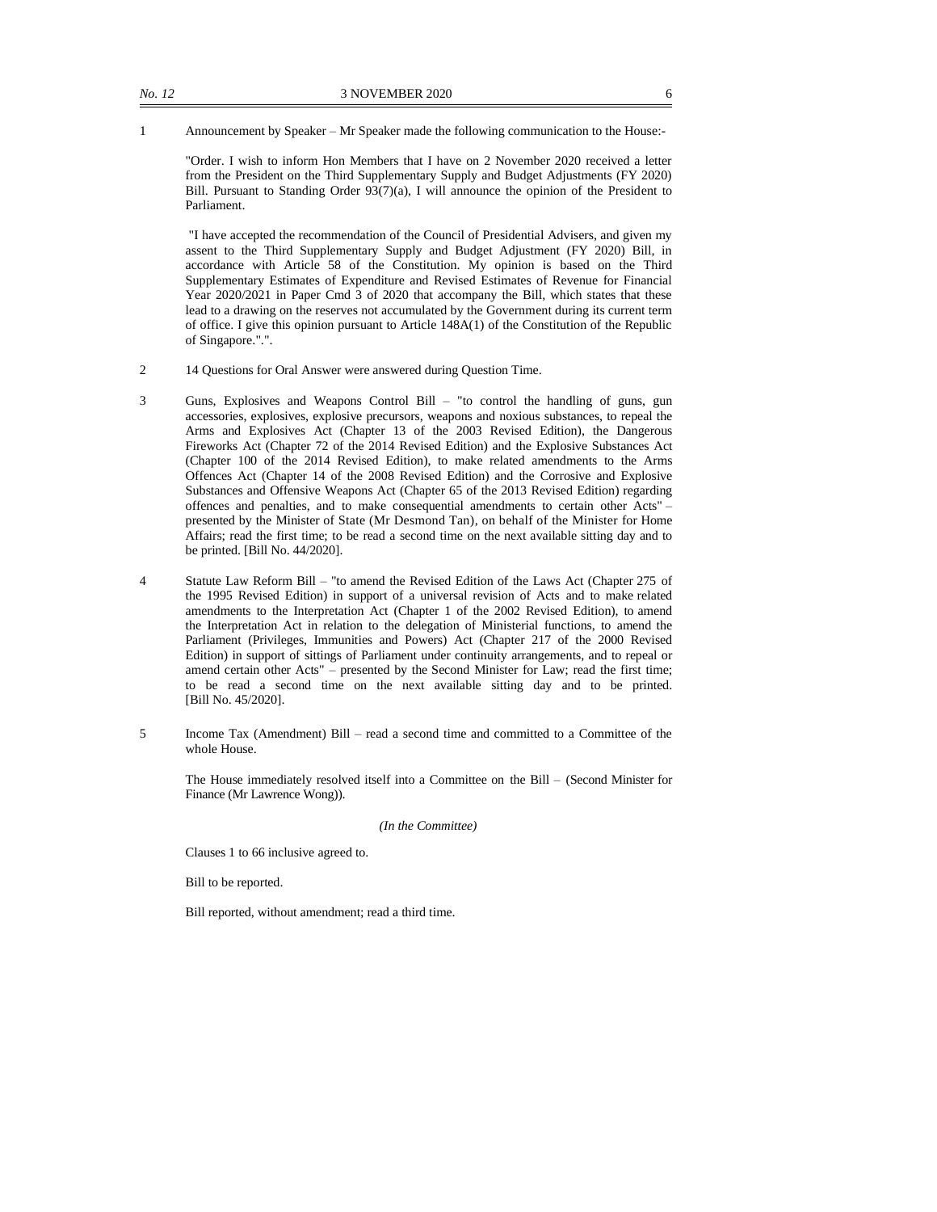1 Announcement by Speaker – Mr Speaker made the following communication to the House:-

"Order. I wish to inform Hon Members that I have on 2 November 2020 received a letter from the President on the Third Supplementary Supply and Budget Adjustments (FY 2020) Bill. Pursuant to Standing Order 93(7)(a), I will announce the opinion of the President to Parliament.

"I have accepted the recommendation of the Council of Presidential Advisers, and given my assent to the Third Supplementary Supply and Budget Adjustment (FY 2020) Bill, in accordance with Article 58 of the Constitution. My opinion is based on the Third Supplementary Estimates of Expenditure and Revised Estimates of Revenue for Financial Year 2020/2021 in Paper Cmd 3 of 2020 that accompany the Bill, which states that these lead to a drawing on the reserves not accumulated by the Government during its current term of office. I give this opinion pursuant to Article 148A(1) of the Constitution of the Republic of Singapore.".".

2 14 Questions for Oral Answer were answered during Question Time.

3 Guns, Explosives and Weapons Control Bill – "to control the handling of guns, gun accessories, explosives, explosive precursors, weapons and noxious substances, to repeal the Arms and Explosives Act (Chapter 13 of the 2003 Revised Edition), the Dangerous Fireworks Act (Chapter 72 of the 2014 Revised Edition) and the Explosive Substances Act (Chapter 100 of the 2014 Revised Edition), to make related amendments to the Arms Offences Act (Chapter 14 of the 2008 Revised Edition) and the Corrosive and Explosive Substances and Offensive Weapons Act (Chapter 65 of the 2013 Revised Edition) regarding offences and penalties, and to make consequential amendments to certain other Acts" – presented by the Minister of State (Mr Desmond Tan), on behalf of the Minister for Home Affairs; read the first time; to be read a second time on the next available sitting day and to be printed. [Bill No. 44/2020].

4 Statute Law Reform Bill – "to amend the Revised Edition of the Laws Act (Chapter 275 of the 1995 Revised Edition) in support of a universal revision of Acts and to make related amendments to the Interpretation Act (Chapter 1 of the 2002 Revised Edition), to amend the Interpretation Act in relation to the delegation of Ministerial functions, to amend the Parliament (Privileges, Immunities and Powers) Act (Chapter 217 of the 2000 Revised Edition) in support of sittings of Parliament under continuity arrangements, and to repeal or amend certain other Acts" – presented by the Second Minister for Law; read the first time; to be read a second time on the next available sitting day and to be printed. [Bill No. 45/2020].

5 Income Tax (Amendment) Bill – read a second time and committed to a Committee of the whole House.

The House immediately resolved itself into a Committee on the Bill – (Second Minister for Finance (Mr Lawrence Wong)).

*(In the Committee)*

Clauses 1 to 66 inclusive agreed to.

Bill to be reported.

Bill reported, without amendment; read a third time.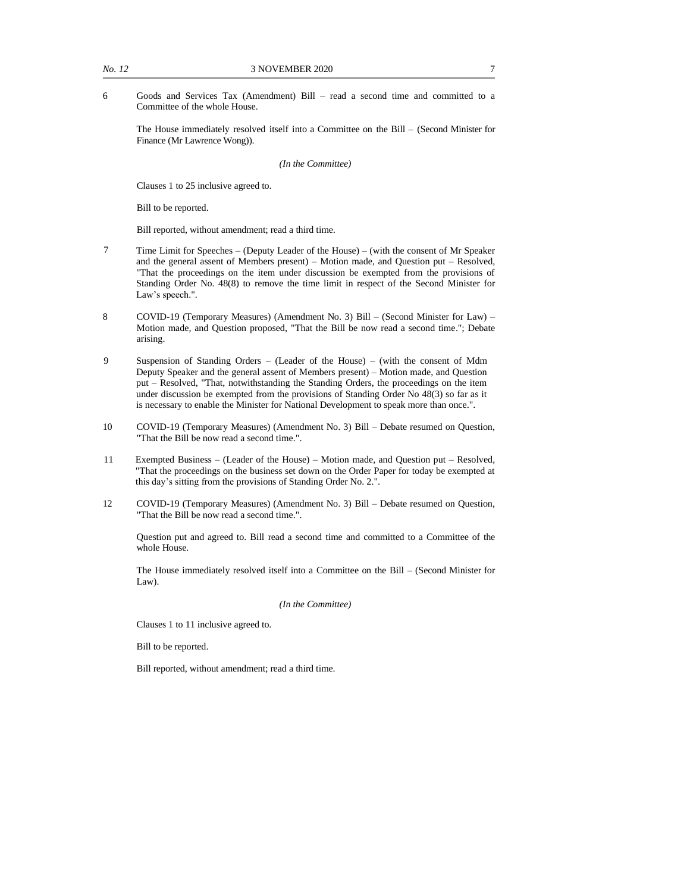6 Goods and Services Tax (Amendment) Bill – read a second time and committed to a Committee of the whole House.

The House immediately resolved itself into a Committee on the Bill – (Second Minister for Finance (Mr Lawrence Wong)).

*(In the Committee)*

Clauses 1 to 25 inclusive agreed to.

Bill to be reported.

Bill reported, without amendment; read a third time.

7 Time Limit for Speeches – (Deputy Leader of the House) – (with the consent of Mr Speaker and the general assent of Members present) – Motion made, and Question put – Resolved, "That the proceedings on the item under discussion be exempted from the provisions of Standing Order No. 48(8) to remove the time limit in respect of the Second Minister for Law's speech.".

8 COVID-19 (Temporary Measures) (Amendment No. 3) Bill – (Second Minister for Law) – Motion made, and Question proposed, "That the Bill be now read a second time."; Debate arising.

9 Suspension of Standing Orders – (Leader of the House) – (with the consent of Mdm Deputy Speaker and the general assent of Members present) – Motion made, and Question put – Resolved, "That, notwithstanding the Standing Orders, the proceedings on the item under discussion be exempted from the provisions of Standing Order No 48(3) so far as it is necessary to enable the Minister for National Development to speak more than once.".

10 COVID-19 (Temporary Measures) (Amendment No. 3) Bill – Debate resumed on Question, "That the Bill be now read a second time.".

11 Exempted Business – (Leader of the House) – Motion made, and Question put – Resolved, "That the proceedings on the business set down on the Order Paper for today be exempted at this day's sitting from the provisions of Standing Order No. 2.".

12 COVID-19 (Temporary Measures) (Amendment No. 3) Bill – Debate resumed on Question, "That the Bill be now read a second time.".

Question put and agreed to. Bill read a second time and committed to a Committee of the whole House.

The House immediately resolved itself into a Committee on the Bill – (Second Minister for Law).

*(In the Committee)*

Clauses 1 to 11 inclusive agreed to.

Bill to be reported.

Bill reported, without amendment; read a third time.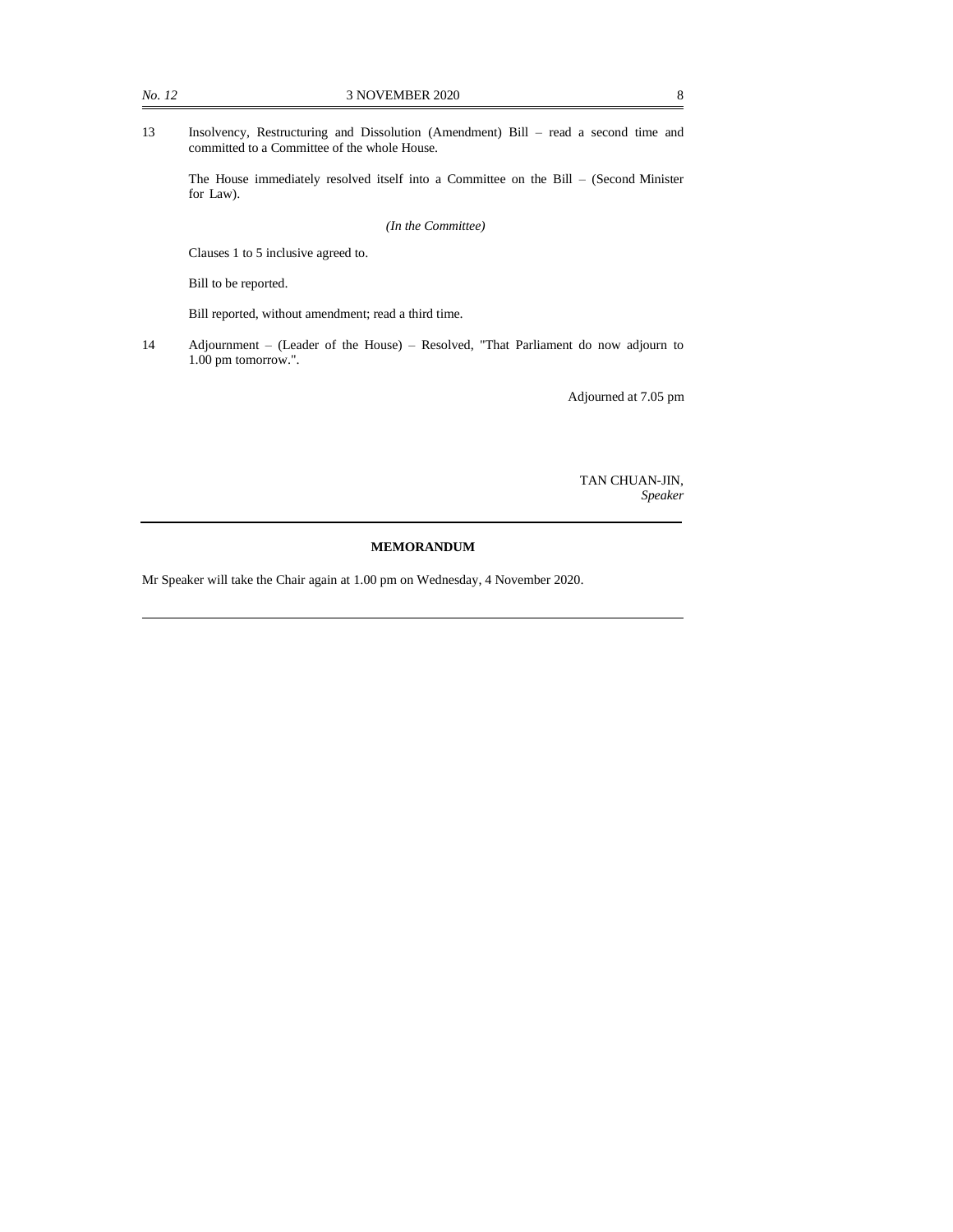13 Insolvency, Restructuring and Dissolution (Amendment) Bill – read a second time and committed to a Committee of the whole House.

The House immediately resolved itself into a Committee on the Bill – (Second Minister for Law).

*(In the Committee)*

Clauses 1 to 5 inclusive agreed to.

Bill to be reported.

Bill reported, without amendment; read a third time.

14 Adjournment – (Leader of the House) – Resolved, "That Parliament do now adjourn to 1.00 pm tomorrow.".

Adjourned at 7.05 pm

TAN CHUAN-JIN,
*Speaker*

---

**MEMORANDUM**

Mr Speaker will take the Chair again at 1.00 pm on Wednesday, 4 November 2020.

---